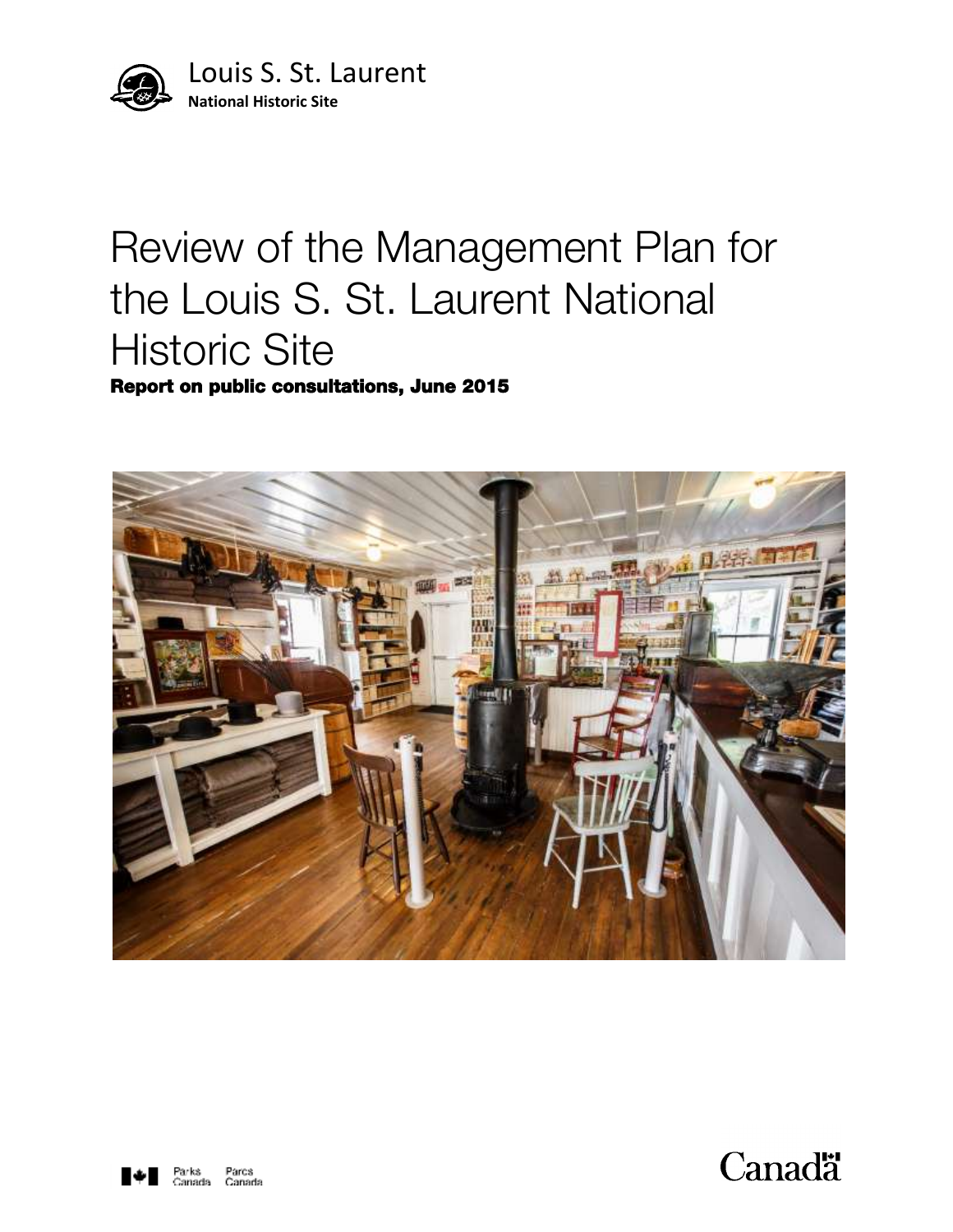Louis S. St. Laurent
**National Historic Site**

# Review of the Management Plan for the Louis S. St. Laurent National Historic Site

**Report on public consultations, June 2015**

Parks Canada Parcs Canada

Canada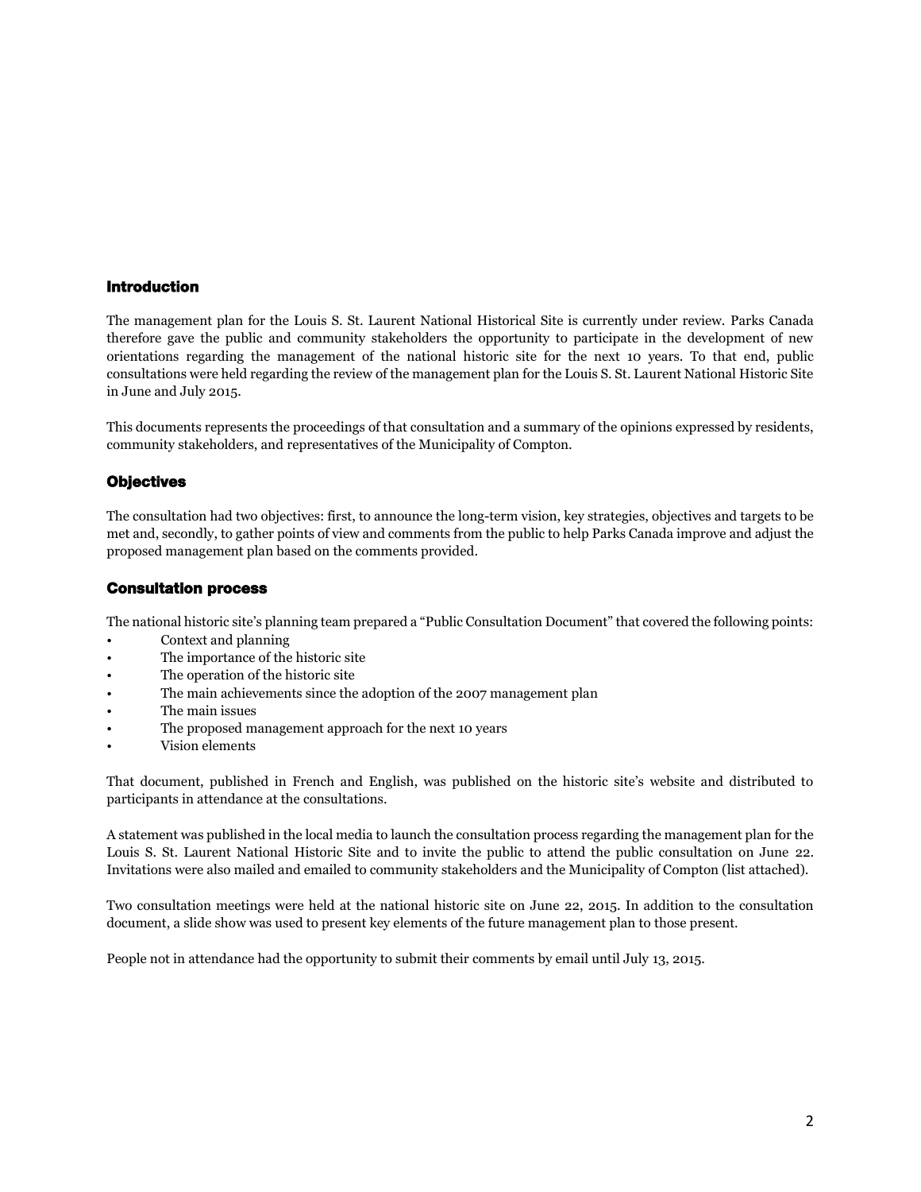## Introduction

The management plan for the Louis S. St. Laurent National Historical Site is currently under review. Parks Canada therefore gave the public and community stakeholders the opportunity to participate in the development of new orientations regarding the management of the national historic site for the next 10 years. To that end, public consultations were held regarding the review of the management plan for the Louis S. St. Laurent National Historic Site in June and July 2015.

This documents represents the proceedings of that consultation and a summary of the opinions expressed by residents, community stakeholders, and representatives of the Municipality of Compton.

## Objectives

The consultation had two objectives: first, to announce the long-term vision, key strategies, objectives and targets to be met and, secondly, to gather points of view and comments from the public to help Parks Canada improve and adjust the proposed management plan based on the comments provided.

## Consultation process

The national historic site's planning team prepared a "Public Consultation Document" that covered the following points:

- Context and planning
- The importance of the historic site
- The operation of the historic site
- The main achievements since the adoption of the 2007 management plan
- The main issues
- The proposed management approach for the next 10 years
- Vision elements

That document, published in French and English, was published on the historic site's website and distributed to participants in attendance at the consultations.

A statement was published in the local media to launch the consultation process regarding the management plan for the Louis S. St. Laurent National Historic Site and to invite the public to attend the public consultation on June 22. Invitations were also mailed and emailed to community stakeholders and the Municipality of Compton (list attached).

Two consultation meetings were held at the national historic site on June 22, 2015. In addition to the consultation document, a slide show was used to present key elements of the future management plan to those present.

People not in attendance had the opportunity to submit their comments by email until July 13, 2015.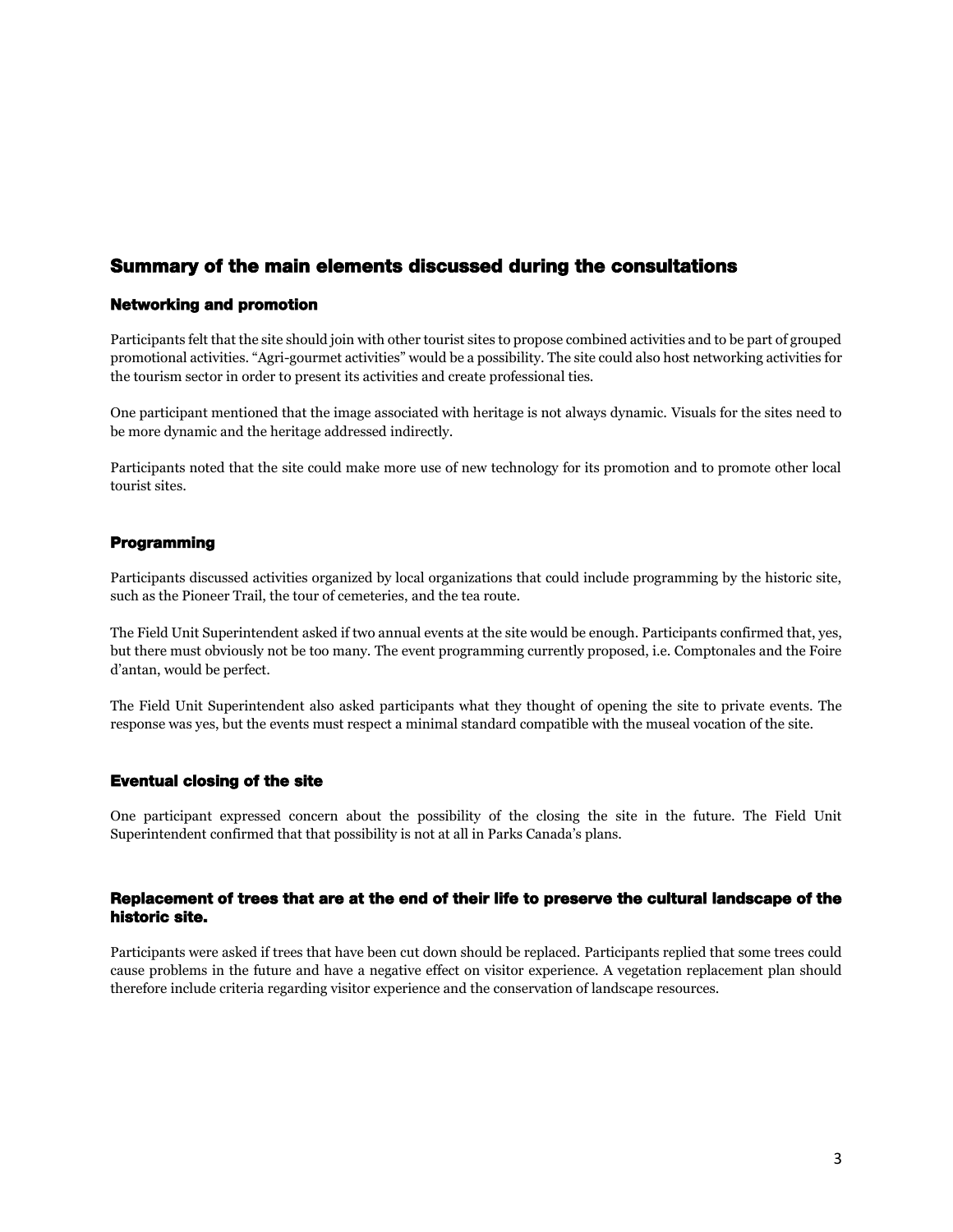## Summary of the main elements discussed during the consultations

### Networking and promotion

Participants felt that the site should join with other tourist sites to propose combined activities and to be part of grouped promotional activities. “Agri-gourmet activities” would be a possibility. The site could also host networking activities for the tourism sector in order to present its activities and create professional ties.

One participant mentioned that the image associated with heritage is not always dynamic. Visuals for the sites need to be more dynamic and the heritage addressed indirectly.

Participants noted that the site could make more use of new technology for its promotion and to promote other local tourist sites.

### Programming

Participants discussed activities organized by local organizations that could include programming by the historic site, such as the Pioneer Trail, the tour of cemeteries, and the tea route.

The Field Unit Superintendent asked if two annual events at the site would be enough. Participants confirmed that, yes, but there must obviously not be too many. The event programming currently proposed, i.e. Comptonales and the Foire d’antan, would be perfect.

The Field Unit Superintendent also asked participants what they thought of opening the site to private events. The response was yes, but the events must respect a minimal standard compatible with the museal vocation of the site.

### Eventual closing of the site

One participant expressed concern about the possibility of the closing the site in the future. The Field Unit Superintendent confirmed that that possibility is not at all in Parks Canada’s plans.

### Replacement of trees that are at the end of their life to preserve the cultural landscape of the historic site.

Participants were asked if trees that have been cut down should be replaced. Participants replied that some trees could cause problems in the future and have a negative effect on visitor experience. A vegetation replacement plan should therefore include criteria regarding visitor experience and the conservation of landscape resources.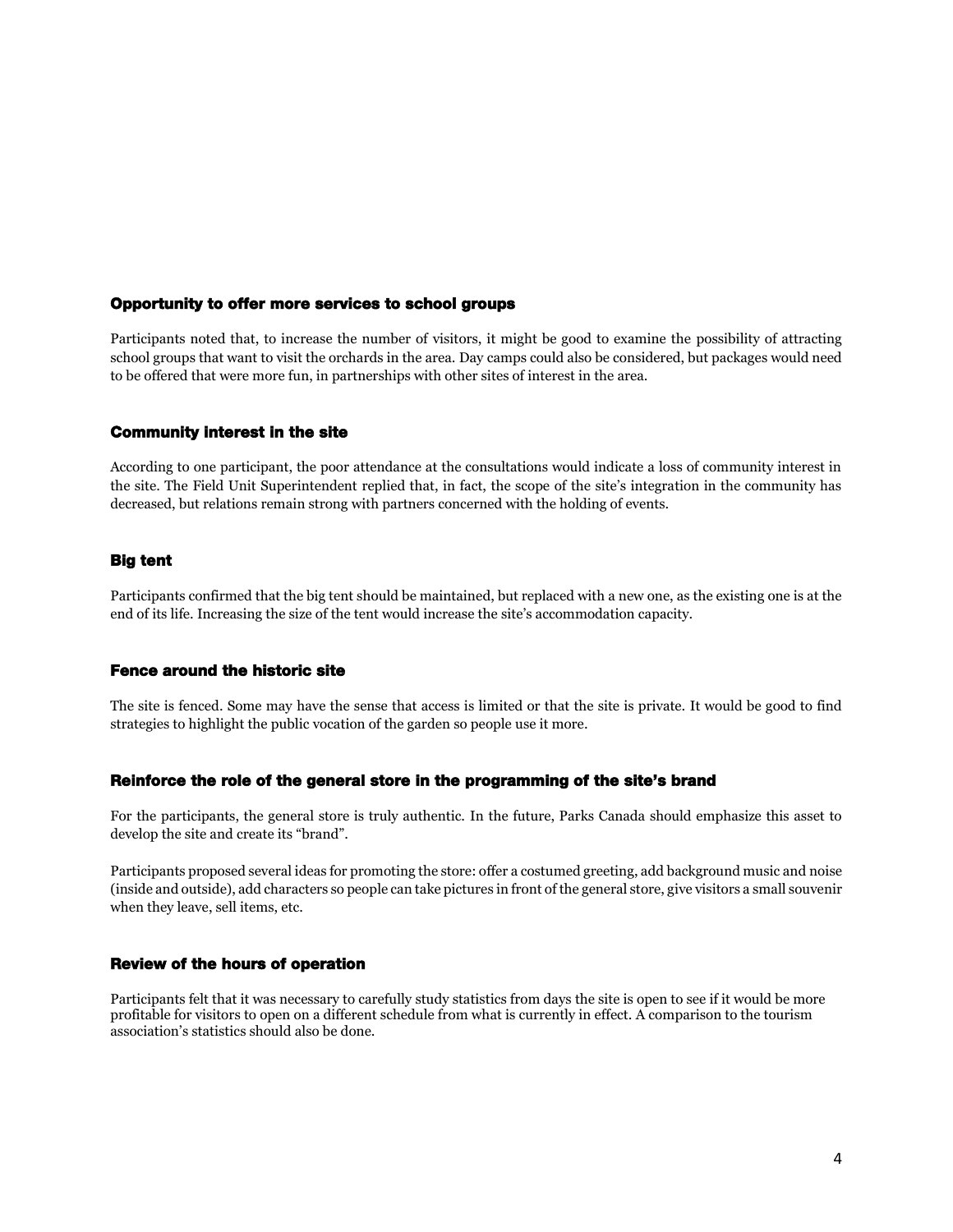### Opportunity to offer more services to school groups

Participants noted that, to increase the number of visitors, it might be good to examine the possibility of attracting school groups that want to visit the orchards in the area. Day camps could also be considered, but packages would need to be offered that were more fun, in partnerships with other sites of interest in the area.

### Community interest in the site

According to one participant, the poor attendance at the consultations would indicate a loss of community interest in the site. The Field Unit Superintendent replied that, in fact, the scope of the site's integration in the community has decreased, but relations remain strong with partners concerned with the holding of events.

### Big tent

Participants confirmed that the big tent should be maintained, but replaced with a new one, as the existing one is at the end of its life. Increasing the size of the tent would increase the site's accommodation capacity.

### Fence around the historic site

The site is fenced. Some may have the sense that access is limited or that the site is private. It would be good to find strategies to highlight the public vocation of the garden so people use it more.

### Reinforce the role of the general store in the programming of the site's brand

For the participants, the general store is truly authentic. In the future, Parks Canada should emphasize this asset to develop the site and create its "brand".

Participants proposed several ideas for promoting the store: offer a costumed greeting, add background music and noise (inside and outside), add characters so people can take pictures in front of the general store, give visitors a small souvenir when they leave, sell items, etc.

### Review of the hours of operation

Participants felt that it was necessary to carefully study statistics from days the site is open to see if it would be more profitable for visitors to open on a different schedule from what is currently in effect. A comparison to the tourism association's statistics should also be done.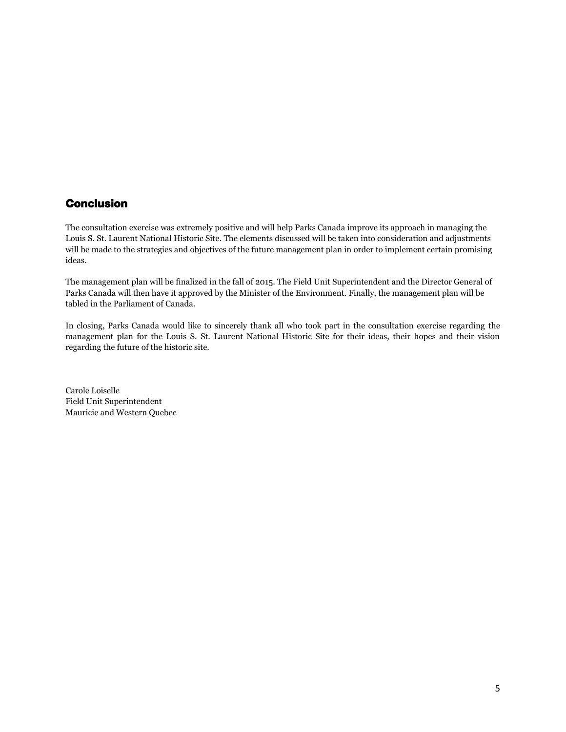## Conclusion

The consultation exercise was extremely positive and will help Parks Canada improve its approach in managing the Louis S. St. Laurent National Historic Site. The elements discussed will be taken into consideration and adjustments will be made to the strategies and objectives of the future management plan in order to implement certain promising ideas.

The management plan will be finalized in the fall of 2015. The Field Unit Superintendent and the Director General of Parks Canada will then have it approved by the Minister of the Environment. Finally, the management plan will be tabled in the Parliament of Canada.

In closing, Parks Canada would like to sincerely thank all who took part in the consultation exercise regarding the management plan for the Louis S. St. Laurent National Historic Site for their ideas, their hopes and their vision regarding the future of the historic site.

Carole Loiselle
Field Unit Superintendent
Mauricie and Western Quebec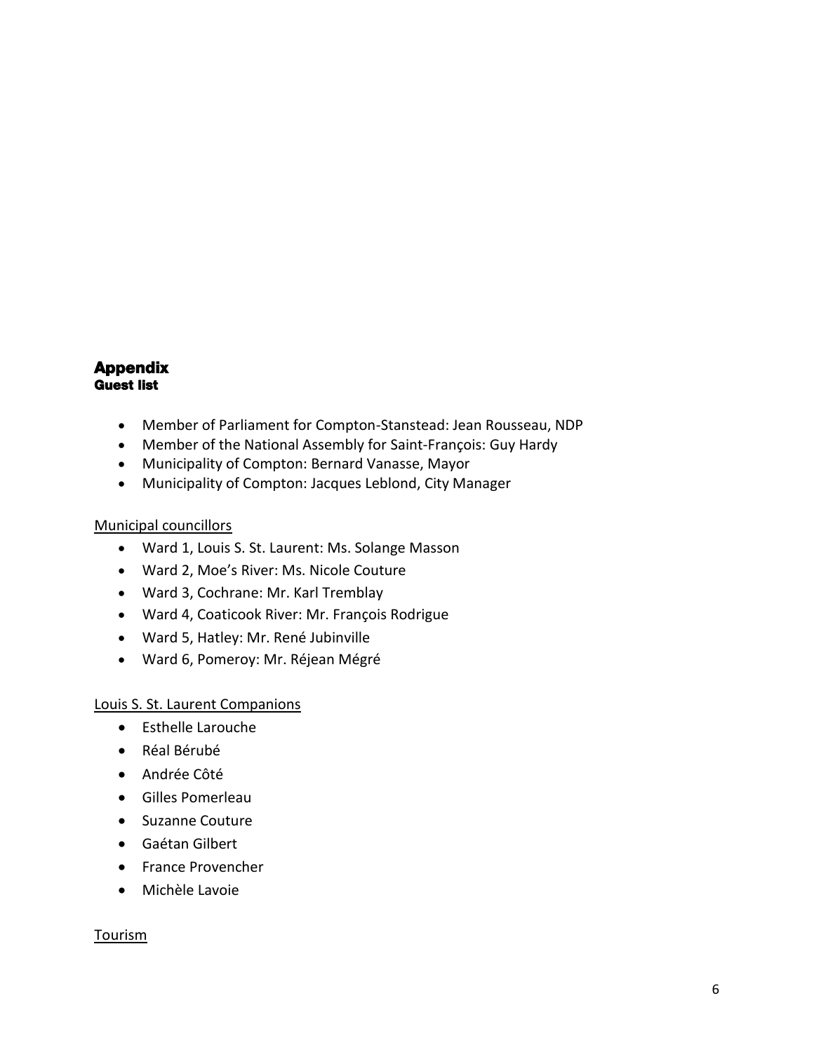## Appendix

### Guest list

- Member of Parliament for Compton-Stanstead: Jean Rousseau, NDP
- Member of the National Assembly for Saint-François: Guy Hardy
- Municipality of Compton: Bernard Vanasse, Mayor
- Municipality of Compton: Jacques Leblond, City Manager

<u>Municipal councillors</u>

- Ward 1, Louis S. St. Laurent: Ms. Solange Masson
- Ward 2, Moe's River: Ms. Nicole Couture
- Ward 3, Cochrane: Mr. Karl Tremblay
- Ward 4, Coaticook River: Mr. François Rodrigue
- Ward 5, Hatley: Mr. René Jubinville
- Ward 6, Pomeroy: Mr. Réjean Mégré

<u>Louis S. St. Laurent Companions</u>

- Esthelle Larouche
- Réal Bérubé
- Andrée Côté
- Gilles Pomerleau
- Suzanne Couture
- Gaétan Gilbert
- France Provencher
- Michèle Lavoie

<u>Tourism</u>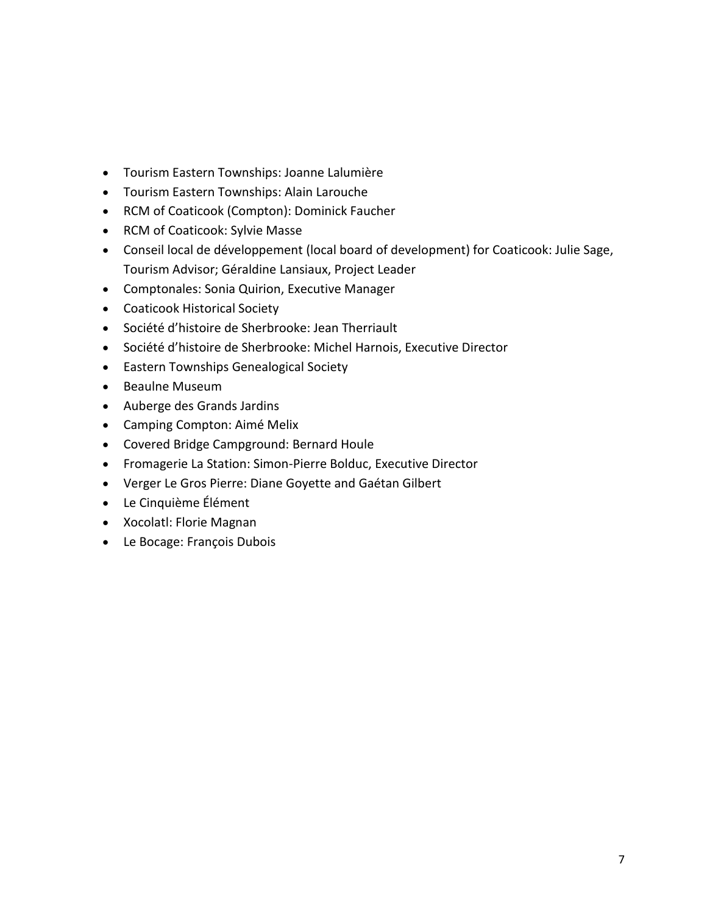- Tourism Eastern Townships: Joanne Lalumière
- Tourism Eastern Townships: Alain Larouche
- RCM of Coaticook (Compton): Dominick Faucher
- RCM of Coaticook: Sylvie Masse
- Conseil local de développement (local board of development) for Coaticook: Julie Sage, Tourism Advisor; Géraldine Lansiaux, Project Leader
- Comptonales: Sonia Quirion, Executive Manager
- Coaticook Historical Society
- Société d'histoire de Sherbrooke: Jean Therriault
- Société d'histoire de Sherbrooke: Michel Harnois, Executive Director
- Eastern Townships Genealogical Society
- Beaulne Museum
- Auberge des Grands Jardins
- Camping Compton: Aimé Melix
- Covered Bridge Campground: Bernard Houle
- Fromagerie La Station: Simon-Pierre Bolduc, Executive Director
- Verger Le Gros Pierre: Diane Goyette and Gaétan Gilbert
- Le Cinquième Élément
- Xocolatl: Florie Magnan
- Le Bocage: François Dubois